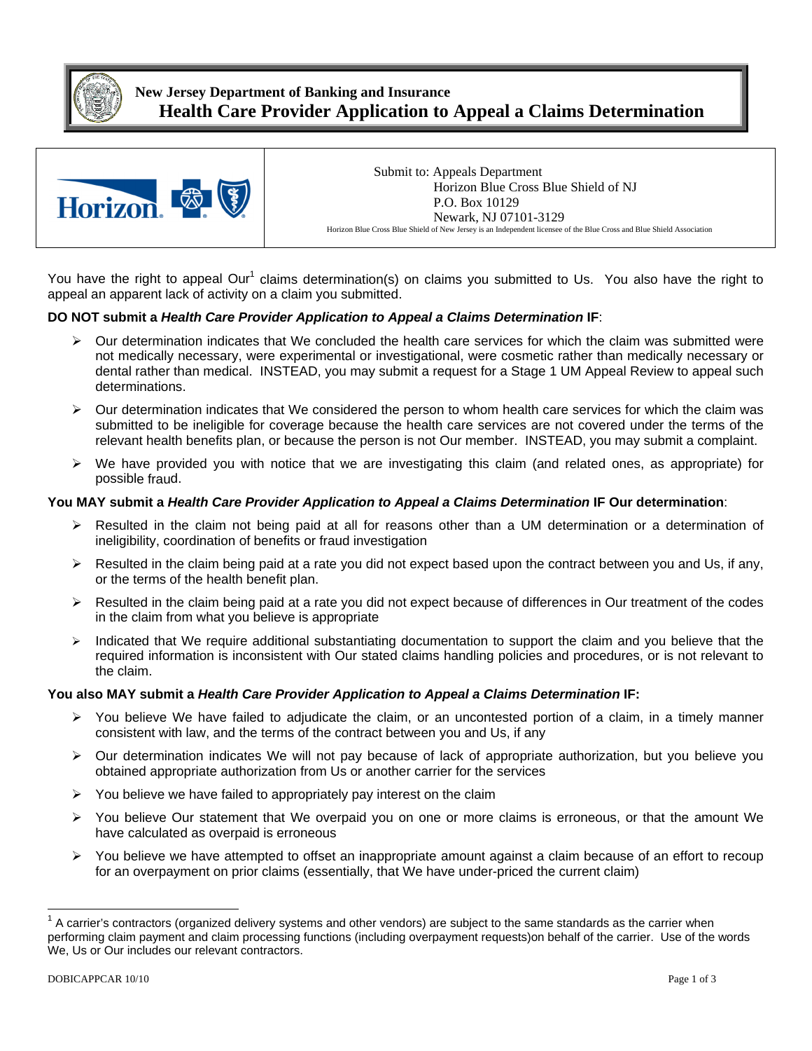**New Jersey Department of Banking and Insurance**

# Health Care Provider Application to Appeal a Claims Determination

| | |
|---|---|
| Horizon | Submit to: Appeals Department<br>Horizon Blue Cross Blue Shield of NJ<br>P.O. Box 10129<br>Newark, NJ 07101-3129<br>Horizon Blue Cross Blue Shield of New Jersey is an Independent licensee of the Blue Cross and Blue Shield Association |

You have the right to appeal Our[1] claims determination(s) on claims you submitted to Us. You also have the right to appeal an apparent lack of activity on a claim you submitted.

**DO NOT submit a *Health Care Provider Application to Appeal a Claims Determination* IF**:

- Our determination indicates that We concluded the health care services for which the claim was submitted were not medically necessary, were experimental or investigational, were cosmetic rather than medically necessary or dental rather than medical. INSTEAD, you may submit a request for a Stage 1 UM Appeal Review to appeal such determinations.
- Our determination indicates that We considered the person to whom health care services for which the claim was submitted to be ineligible for coverage because the health care services are not covered under the terms of the relevant health benefits plan, or because the person is not Our member. INSTEAD, you may submit a complaint.
- We have provided you with notice that we are investigating this claim (and related ones, as appropriate) for possible fraud.

**You MAY submit a *Health Care Provider Application to Appeal a Claims Determination* IF Our determination**:

- Resulted in the claim not being paid at all for reasons other than a UM determination or a determination of ineligibility, coordination of benefits or fraud investigation
- Resulted in the claim being paid at a rate you did not expect based upon the contract between you and Us, if any, or the terms of the health benefit plan.
- Resulted in the claim being paid at a rate you did not expect because of differences in Our treatment of the codes in the claim from what you believe is appropriate
- Indicated that We require additional substantiating documentation to support the claim and you believe that the required information is inconsistent with Our stated claims handling policies and procedures, or is not relevant to the claim.

**You also MAY submit a *Health Care Provider Application to Appeal a Claims Determination* IF:**

- You believe We have failed to adjudicate the claim, or an uncontested portion of a claim, in a timely manner consistent with law, and the terms of the contract between you and Us, if any
- Our determination indicates We will not pay because of lack of appropriate authorization, but you believe you obtained appropriate authorization from Us or another carrier for the services
- You believe we have failed to appropriately pay interest on the claim
- You believe Our statement that We overpaid you on one or more claims is erroneous, or that the amount We have calculated as overpaid is erroneous
- You believe we have attempted to offset an inappropriate amount against a claim because of an effort to recoup for an overpayment on prior claims (essentially, that We have under-priced the current claim)

---

[1] A carrier's contractors (organized delivery systems and other vendors) are subject to the same standards as the carrier when performing claim payment and claim processing functions (including overpayment requests)on behalf of the carrier. Use of the words We, Us or Our includes our relevant contractors.

DOBICAPPCAR 10/10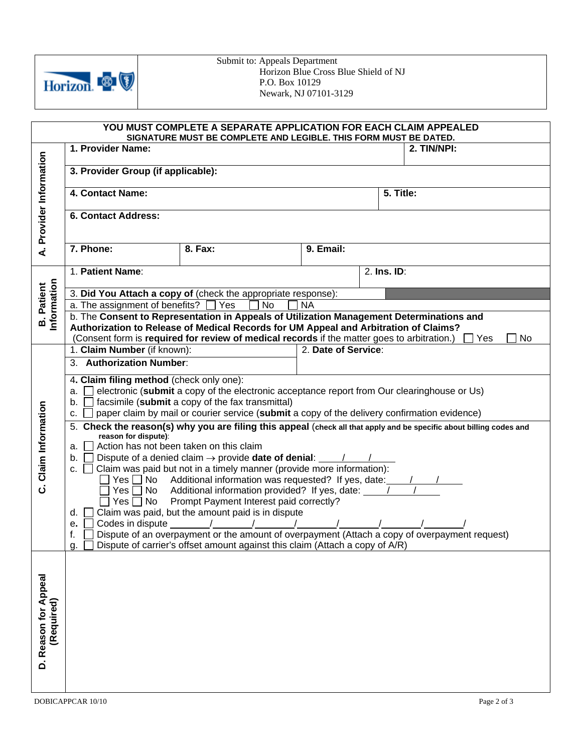Submit to: Appeals Department
Horizon Blue Cross Blue Shield of NJ
P.O. Box 10129
Newark, NJ 07101-3129

**YOU MUST COMPLETE A SEPARATE APPLICATION FOR EACH CLAIM APPEALED**
**SIGNATURE MUST BE COMPLETE AND LEGIBLE. THIS FORM MUST BE DATED.**

## A. Provider Information

| | | |
|---|---|---|
| **1. Provider Name:** | | **2. TIN/NPI:** |
| **3. Provider Group (if applicable):** | | |
| **4. Contact Name:** | | **5. Title:** |
| **6. Contact Address:** | | |
| **7. Phone:** | **8. Fax:** | **9. Email:** |

## B. Patient Information

1. **Patient Name**:
2. **Ins. ID**:

3. **Did You Attach a copy of** (check the appropriate response):

a. The assignment of benefits? ☐ Yes ☐ No ☐ NA

b. The **Consent to Representation in Appeals of Utilization Management Determinations and Authorization to Release of Medical Records for UM Appeal and Arbitration of Claims?**
(Consent form is **required for review of medical records** if the matter goes to arbitration.) ☐ Yes ☐ No

## C. Claim Information

1. **Claim Number** (if known):
2. **Date of Service**:
3. **Authorization Number**:

4. **Claim filing method** (check only one):
a. ☐ electronic (**submit** a copy of the electronic acceptance report from Our clearinghouse or Us)
b. ☐ facsimile (**submit** a copy of the fax transmittal)
c. ☐ paper claim by mail or courier service (**submit** a copy of the delivery confirmation evidence)

5. **Check the reason(s) why you are filing this appeal** (**check all that apply and be specific about billing codes and reason for dispute**):
a. ☐ Action has not been taken on this claim
b. ☐ Dispute of a denied claim → provide **date of denial**: ____/____/____
c. ☐ Claim was paid but not in a timely manner (provide more information):
 ☐ Yes ☐ No Additional information was requested? If yes, date: ____/____/____
 ☐ Yes ☐ No Additional information provided? If yes, date: ____/____/____
 ☐ Yes ☐ No Prompt Payment Interest paid correctly?
d. ☐ Claim was paid, but the amount paid is in dispute
e. ☐ Codes in dispute ______/______/______/______/______/______/
f. ☐ Dispute of an overpayment or the amount of overpayment (Attach a copy of overpayment request)
g. ☐ Dispute of carrier's offset amount against this claim (Attach a copy of A/R)

## D. Reason for Appeal (Required)

DOBICAPPCAR 10/10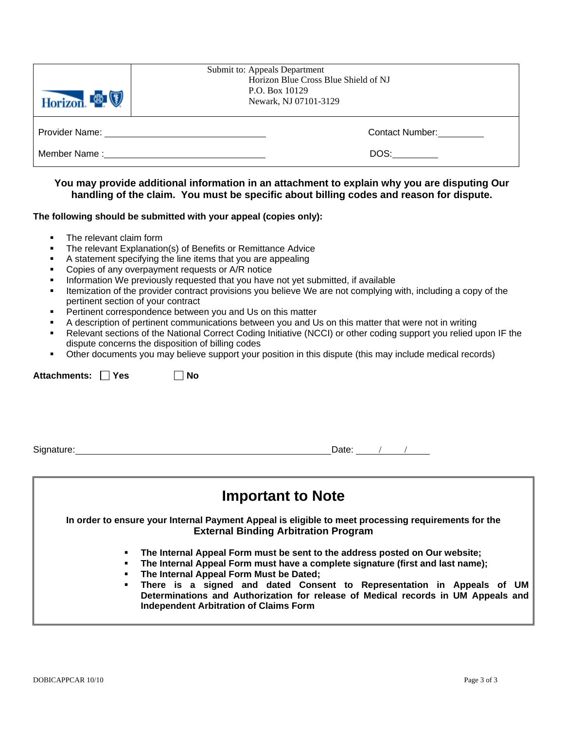| | |
|---|---|
| Horizon | Submit to: Appeals Department<br>Horizon Blue Cross Blue Shield of NJ<br>P.O. Box 10129<br>Newark, NJ 07101-3129 |

Provider Name: ______________________________ Contact Number: _________

Member Name : ______________________________ DOS: _________

**You may provide additional information in an attachment to explain why you are disputing Our handling of the claim. You must be specific about billing codes and reason for dispute.**

**The following should be submitted with your appeal (copies only):**

- The relevant claim form
- The relevant Explanation(s) of Benefits or Remittance Advice
- A statement specifying the line items that you are appealing
- Copies of any overpayment requests or A/R notice
- Information We previously requested that you have not yet submitted, if available
- Itemization of the provider contract provisions you believe We are not complying with, including a copy of the pertinent section of your contract
- Pertinent correspondence between you and Us on this matter
- A description of pertinent communications between you and Us on this matter that were not in writing
- Relevant sections of the National Correct Coding Initiative (NCCI) or other coding support you relied upon IF the dispute concerns the disposition of billing codes
- Other documents you may believe support your position in this dispute (this may include medical records)

**Attachments:** ☐ **Yes** ☐ **No**

Signature: ______________________________________________ Date: ____/____/____

## Important to Note

**In order to ensure your Internal Payment Appeal is eligible to meet processing requirements for the External Binding Arbitration Program**

- **The Internal Appeal Form must be sent to the address posted on Our website;**
- **The Internal Appeal Form must have a complete signature (first and last name);**
- **The Internal Appeal Form Must be Dated;**
- **There is a signed and dated Consent to Representation in Appeals of UM Determinations and Authorization for release of Medical records in UM Appeals and Independent Arbitration of Claims Form**

DOBICAPPCAR 10/10